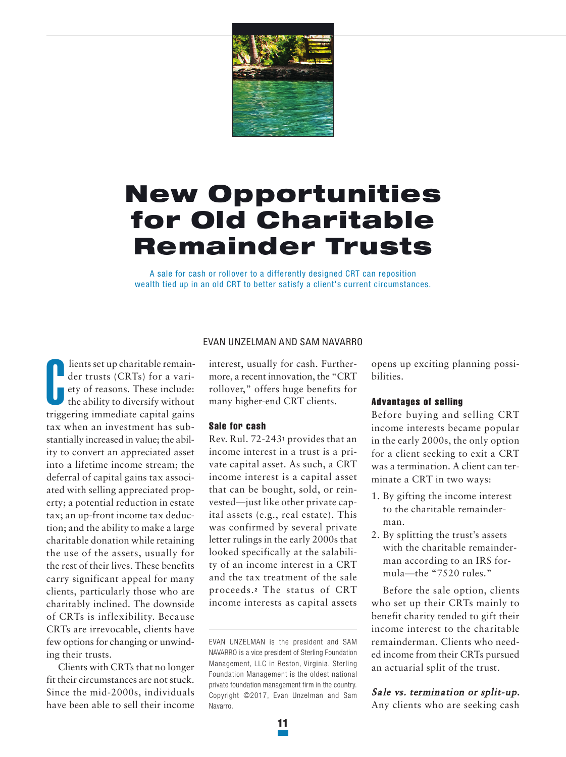# New Opportunities for Old Charitable Remainder Trusts

A sale for cash or rollover to a differently designed CRT can reposition wealth tied up in an old CRT to better satisfy a client's current circumstances.

EVAN UNZELMAN AND SAM NAVARRO

Clients set up charitable remainder trusts (CRTs) for a variety of reasons. These include: the ability to diversify without triggering immediate capital gains tax when an investment has substantially increased in value; the ability to convert an appreciated asset into a lifetime income stream; the deferral of capital gains tax associated with selling appreciated property; a potential reduction in estate tax; an up-front income tax deduction; and the ability to make a large charitable donation while retaining the use of the assets, usually for the rest of their lives. These benefits carry significant appeal for many clients, particularly those who are charitably inclined. The downside of CRTs is inflexibility. Because CRTs are irrevocable, clients have few options for changing or unwinding their trusts.

Clients with CRTs that no longer fit their circumstances are not stuck. Since the mid-2000s, individuals have been able to sell their income interest, usually for cash. Furthermore, a recent innovation, the "CRT rollover," offers huge benefits for many higher-end CRT clients.

## Sale for cash

Rev. Rul. 72-243[1] provides that an income interest in a trust is a private capital asset. As such, a CRT income interest is a capital asset that can be bought, sold, or reinvested—just like other private capital assets (e.g., real estate). This was confirmed by several private letter rulings in the early 2000s that looked specifically at the salability of an income interest in a CRT and the tax treatment of the sale proceeds.[2] The status of CRT income interests as capital assets opens up exciting planning possibilities.

EVAN UNZELMAN is the president and SAM NAVARRO is a vice president of Sterling Foundation Management, LLC in Reston, Virginia. Sterling Foundation Management is the oldest national private foundation management firm in the country. Copyright ©2017, Evan Unzelman and Sam Navarro.

## Advantages of selling

Before buying and selling CRT income interests became popular in the early 2000s, the only option for a client seeking to exit a CRT was a termination. A client can terminate a CRT in two ways:

1. By gifting the income interest to the charitable remainderman.
2. By splitting the trust's assets with the charitable remainderman according to an IRS formula—the "7520 rules."

Before the sale option, clients who set up their CRTs mainly to benefit charity tended to gift their income interest to the charitable remainderman. Clients who needed income from their CRTs pursued an actuarial split of the trust.

*Sale vs. termination or split-up.* Any clients who are seeking cash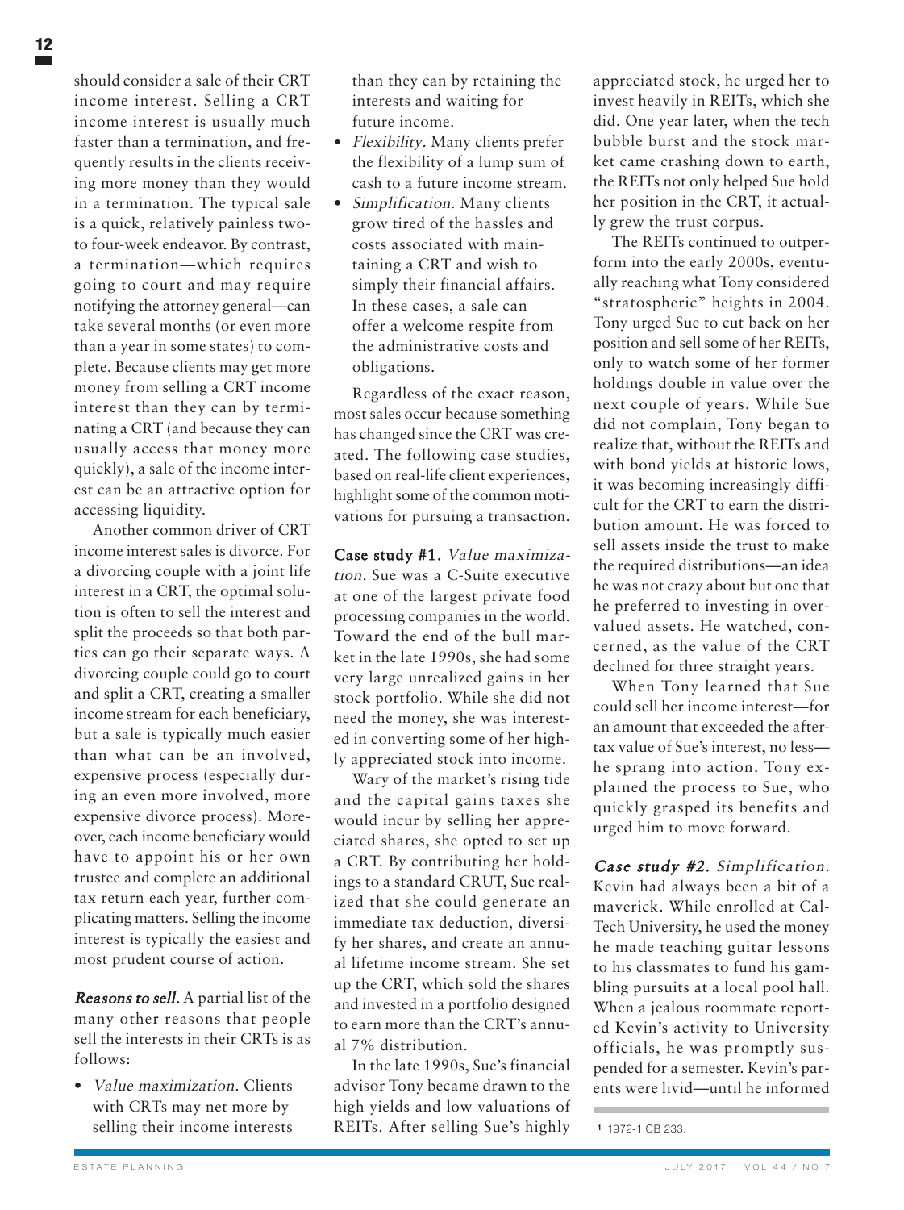should consider a sale of their CRT income interest. Selling a CRT income interest is usually much faster than a termination, and frequently results in the clients receiving more money than they would in a termination. The typical sale is a quick, relatively painless two- to four-week endeavor. By contrast, a termination—which requires going to court and may require notifying the attorney general—can take several months (or even more than a year in some states) to complete. Because clients may get more money from selling a CRT income interest than they can by terminating a CRT (and because they can usually access that money more quickly), a sale of the income interest can be an attractive option for accessing liquidity.

Another common driver of CRT income interest sales is divorce. For a divorcing couple with a joint life interest in a CRT, the optimal solution is often to sell the interest and split the proceeds so that both parties can go their separate ways. A divorcing couple could go to court and split a CRT, creating a smaller income stream for each beneficiary, but a sale is typically much easier than what can be an involved, expensive process (especially during an even more involved, more expensive divorce process). Moreover, each income beneficiary would have to appoint his or her own trustee and complete an additional tax return each year, further complicating matters. Selling the income interest is typically the easiest and most prudent course of action.

***Reasons to sell.*** A partial list of the many other reasons that people sell the interests in their CRTs is as follows:

- *Value maximization.* Clients with CRTs may net more by selling their income interests than they can by retaining the interests and waiting for future income.
- *Flexibility.* Many clients prefer the flexibility of a lump sum of cash to a future income stream.
- *Simplification.* Many clients grow tired of the hassles and costs associated with maintaining a CRT and wish to simply their financial affairs. In these cases, a sale can offer a welcome respite from the administrative costs and obligations.

Regardless of the exact reason, most sales occur because something has changed since the CRT was created. The following case studies, based on real-life client experiences, highlight some of the common motivations for pursuing a transaction.

**Case study #1.** *Value maximization.* Sue was a C-Suite executive at one of the largest private food processing companies in the world. Toward the end of the bull market in the late 1990s, she had some very large unrealized gains in her stock portfolio. While she did not need the money, she was interested in converting some of her highly appreciated stock into income.

Wary of the market's rising tide and the capital gains taxes she would incur by selling her appreciated shares, she opted to set up a CRT. By contributing her holdings to a standard CRUT, Sue realized that she could generate an immediate tax deduction, diversify her shares, and create an annual lifetime income stream. She set up the CRT, which sold the shares and invested in a portfolio designed to earn more than the CRT's annual 7% distribution.

In the late 1990s, Sue's financial advisor Tony became drawn to the high yields and low valuations of REITs. After selling Sue's highly appreciated stock, he urged her to invest heavily in REITs, which she did. One year later, when the tech bubble burst and the stock market came crashing down to earth, the REITs not only helped Sue hold her position in the CRT, it actually grew the trust corpus.

The REITs continued to outperform into the early 2000s, eventually reaching what Tony considered "stratospheric" heights in 2004. Tony urged Sue to cut back on her position and sell some of her REITs, only to watch some of her former holdings double in value over the next couple of years. While Sue did not complain, Tony began to realize that, without the REITs and with bond yields at historic lows, it was becoming increasingly difficult for the CRT to earn the distribution amount. He was forced to sell assets inside the trust to make the required distributions—an idea he was not crazy about but one that he preferred to investing in overvalued assets. He watched, concerned, as the value of the CRT declined for three straight years.

When Tony learned that Sue could sell her income interest—for an amount that exceeded the after-tax value of Sue's interest, no less—he sprang into action. Tony explained the process to Sue, who quickly grasped its benefits and urged him to move forward.

***Case study #2.*** *Simplification.* Kevin had always been a bit of a maverick. While enrolled at Cal-Tech University, he used the money he made teaching guitar lessons to his classmates to fund his gambling pursuits at a local pool hall. When a jealous roommate reported Kevin's activity to University officials, he was promptly suspended for a semester. Kevin's parents were livid—until he informed

[1] 1972-1 CB 233.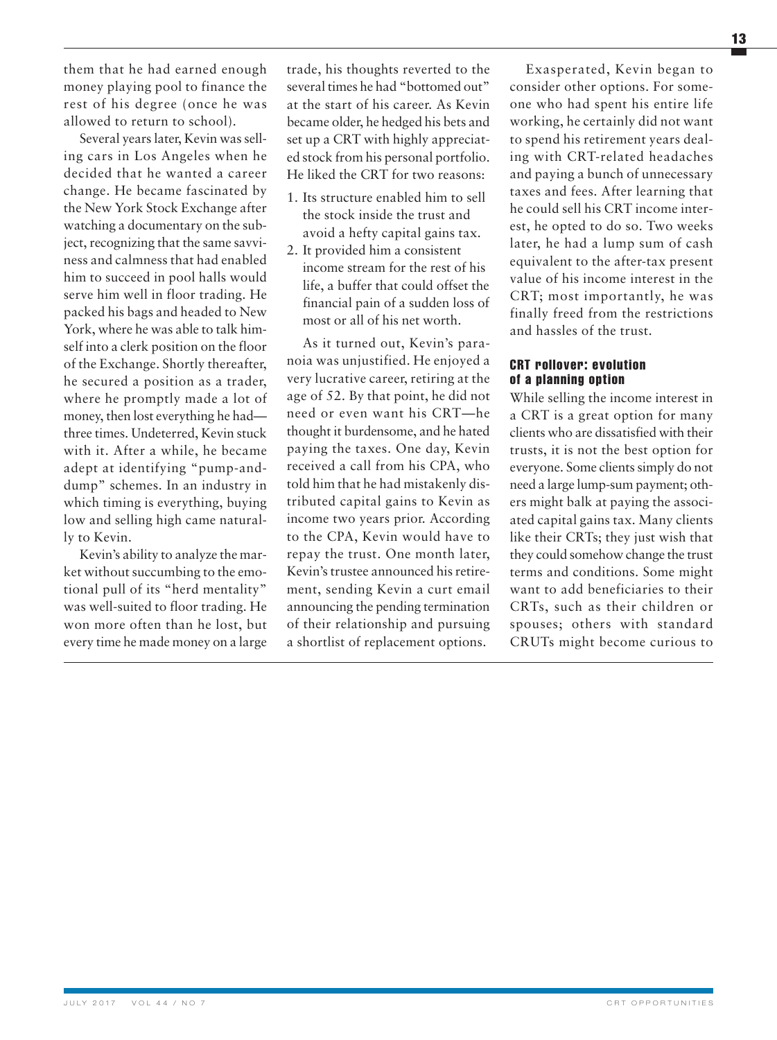them that he had earned enough money playing pool to finance the rest of his degree (once he was allowed to return to school).

Several years later, Kevin was selling cars in Los Angeles when he decided that he wanted a career change. He became fascinated by the New York Stock Exchange after watching a documentary on the subject, recognizing that the same savviness and calmness that had enabled him to succeed in pool halls would serve him well in floor trading. He packed his bags and headed to New York, where he was able to talk himself into a clerk position on the floor of the Exchange. Shortly thereafter, he secured a position as a trader, where he promptly made a lot of money, then lost everything he had—three times. Undeterred, Kevin stuck with it. After a while, he became adept at identifying "pump-and-dump" schemes. In an industry in which timing is everything, buying low and selling high came naturally to Kevin.

Kevin's ability to analyze the market without succumbing to the emotional pull of its "herd mentality" was well-suited to floor trading. He won more often than he lost, but every time he made money on a large trade, his thoughts reverted to the several times he had "bottomed out" at the start of his career. As Kevin became older, he hedged his bets and set up a CRT with highly appreciated stock from his personal portfolio. He liked the CRT for two reasons:

1. Its structure enabled him to sell the stock inside the trust and avoid a hefty capital gains tax.
2. It provided him a consistent income stream for the rest of his life, a buffer that could offset the financial pain of a sudden loss of most or all of his net worth.

As it turned out, Kevin's paranoia was unjustified. He enjoyed a very lucrative career, retiring at the age of 52. By that point, he did not need or even want his CRT—he thought it burdensome, and he hated paying the taxes. One day, Kevin received a call from his CPA, who told him that he had mistakenly distributed capital gains to Kevin as income two years prior. According to the CPA, Kevin would have to repay the trust. One month later, Kevin's trustee announced his retirement, sending Kevin a curt email announcing the pending termination of their relationship and pursuing a shortlist of replacement options.

Exasperated, Kevin began to consider other options. For someone who had spent his entire life working, he certainly did not want to spend his retirement years dealing with CRT-related headaches and paying a bunch of unnecessary taxes and fees. After learning that he could sell his CRT income interest, he opted to do so. Two weeks later, he had a lump sum of cash equivalent to the after-tax present value of his income interest in the CRT; most importantly, he was finally freed from the restrictions and hassles of the trust.

### CRT rollover: evolution of a planning option

While selling the income interest in a CRT is a great option for many clients who are dissatisfied with their trusts, it is not the best option for everyone. Some clients simply do not need a large lump-sum payment; others might balk at paying the associated capital gains tax. Many clients like their CRTs; they just wish that they could somehow change the trust terms and conditions. Some might want to add beneficiaries to their CRTs, such as their children or spouses; others with standard CRUTs might become curious to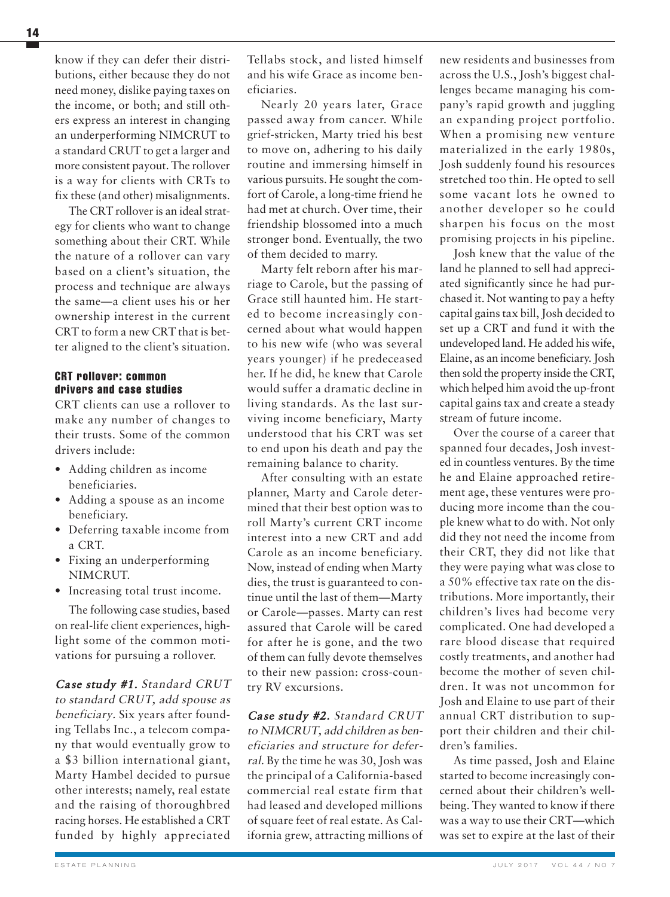know if they can defer their distributions, either because they do not need money, dislike paying taxes on the income, or both; and still others express an interest in changing an underperforming NIMCRUT to a standard CRUT to get a larger and more consistent payout. The rollover is a way for clients with CRTs to fix these (and other) misalignments.

The CRT rollover is an ideal strategy for clients who want to change something about their CRT. While the nature of a rollover can vary based on a client's situation, the process and technique are always the same—a client uses his or her ownership interest in the current CRT to form a new CRT that is better aligned to the client's situation.

### CRT rollover: common drivers and case studies

CRT clients can use a rollover to make any number of changes to their trusts. Some of the common drivers include:

- Adding children as income beneficiaries.
- Adding a spouse as an income beneficiary.
- Deferring taxable income from a CRT.
- Fixing an underperforming NIMCRUT.
- Increasing total trust income.

The following case studies, based on real-life client experiences, highlight some of the common motivations for pursuing a rollover.

***Case study #1.*** *Standard CRUT to standard CRUT, add spouse as beneficiary.* Six years after founding Tellabs Inc., a telecom company that would eventually grow to a $3 billion international giant, Marty Hambel decided to pursue other interests; namely, real estate and the raising of thoroughbred racing horses. He established a CRT funded by highly appreciated Tellabs stock, and listed himself and his wife Grace as income beneficiaries.

Nearly 20 years later, Grace passed away from cancer. While grief-stricken, Marty tried his best to move on, adhering to his daily routine and immersing himself in various pursuits. He sought the comfort of Carole, a long-time friend he had met at church. Over time, their friendship blossomed into a much stronger bond. Eventually, the two of them decided to marry.

Marty felt reborn after his marriage to Carole, but the passing of Grace still haunted him. He started to become increasingly concerned about what would happen to his new wife (who was several years younger) if he predeceased her. If he did, he knew that Carole would suffer a dramatic decline in living standards. As the last surviving income beneficiary, Marty understood that his CRT was set to end upon his death and pay the remaining balance to charity.

After consulting with an estate planner, Marty and Carole determined that their best option was to roll Marty's current CRT income interest into a new CRT and add Carole as an income beneficiary. Now, instead of ending when Marty dies, the trust is guaranteed to continue until the last of them—Marty or Carole—passes. Marty can rest assured that Carole will be cared for after he is gone, and the two of them can fully devote themselves to their new passion: cross-country RV excursions.

***Case study #2.*** *Standard CRUT to NIMCRUT, add children as beneficiaries and structure for deferral.* By the time he was 30, Josh was the principal of a California-based commercial real estate firm that had leased and developed millions of square feet of real estate. As California grew, attracting millions of new residents and businesses from across the U.S., Josh's biggest challenges became managing his company's rapid growth and juggling an expanding project portfolio. When a promising new venture materialized in the early 1980s, Josh suddenly found his resources stretched too thin. He opted to sell some vacant lots he owned to another developer so he could sharpen his focus on the most promising projects in his pipeline.

Josh knew that the value of the land he planned to sell had appreciated significantly since he had purchased it. Not wanting to pay a hefty capital gains tax bill, Josh decided to set up a CRT and fund it with the undeveloped land. He added his wife, Elaine, as an income beneficiary. Josh then sold the property inside the CRT, which helped him avoid the up-front capital gains tax and create a steady stream of future income.

Over the course of a career that spanned four decades, Josh invested in countless ventures. By the time he and Elaine approached retirement age, these ventures were producing more income than the couple knew what to do with. Not only did they not need the income from their CRT, they did not like that they were paying what was close to a 50% effective tax rate on the distributions. More importantly, their children's lives had become very complicated. One had developed a rare blood disease that required costly treatments, and another had become the mother of seven children. It was not uncommon for Josh and Elaine to use part of their annual CRT distribution to support their children and their children's families.

As time passed, Josh and Elaine started to become increasingly concerned about their children's well-being. They wanted to know if there was a way to use their CRT—which was set to expire at the last of their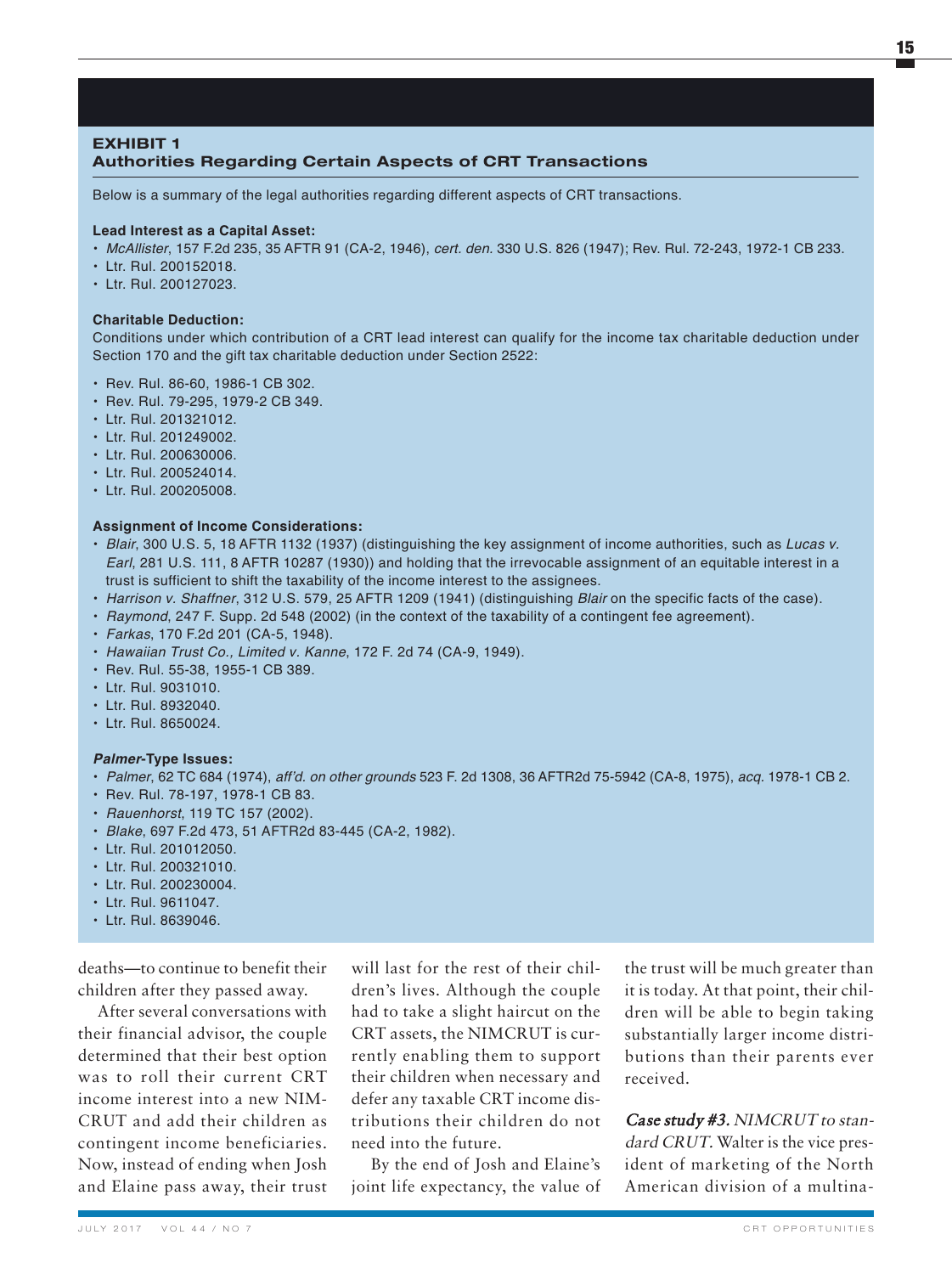## EXHIBIT 1
## Authorities Regarding Certain Aspects of CRT Transactions

Below is a summary of the legal authorities regarding different aspects of CRT transactions.

**Lead Interest as a Capital Asset:**

- *McAllister*, 157 F.2d 235, 35 AFTR 91 (CA-2, 1946), *cert. den.* 330 U.S. 826 (1947); Rev. Rul. 72-243, 1972-1 CB 233.
- Ltr. Rul. 200152018.
- Ltr. Rul. 200127023.

**Charitable Deduction:**

Conditions under which contribution of a CRT lead interest can qualify for the income tax charitable deduction under Section 170 and the gift tax charitable deduction under Section 2522:

- Rev. Rul. 86-60, 1986-1 CB 302.
- Rev. Rul. 79-295, 1979-2 CB 349.
- Ltr. Rul. 201321012.
- Ltr. Rul. 201249002.
- Ltr. Rul. 200630006.
- Ltr. Rul. 200524014.
- Ltr. Rul. 200205008.

**Assignment of Income Considerations:**

- *Blair*, 300 U.S. 5, 18 AFTR 1132 (1937) (distinguishing the key assignment of income authorities, such as *Lucas v. Earl*, 281 U.S. 111, 8 AFTR 10287 (1930)) and holding that the irrevocable assignment of an equitable interest in a trust is sufficient to shift the taxability of the income interest to the assignees.
- *Harrison v. Shaffner*, 312 U.S. 579, 25 AFTR 1209 (1941) (distinguishing *Blair* on the specific facts of the case).
- *Raymond*, 247 F. Supp. 2d 548 (2002) (in the context of the taxability of a contingent fee agreement).
- *Farkas*, 170 F.2d 201 (CA-5, 1948).
- *Hawaiian Trust Co., Limited v. Kanne*, 172 F. 2d 74 (CA-9, 1949).
- Rev. Rul. 55-38, 1955-1 CB 389.
- Ltr. Rul. 9031010.
- Ltr. Rul. 8932040.
- Ltr. Rul. 8650024.

***Palmer*-Type Issues:**

- *Palmer*, 62 TC 684 (1974), *aff'd. on other grounds* 523 F. 2d 1308, 36 AFTR2d 75-5942 (CA-8, 1975), *acq.* 1978-1 CB 2.
- Rev. Rul. 78-197, 1978-1 CB 83.
- *Rauenhorst*, 119 TC 157 (2002).
- *Blake*, 697 F.2d 473, 51 AFTR2d 83-445 (CA-2, 1982).
- Ltr. Rul. 201012050.
- Ltr. Rul. 200321010.
- Ltr. Rul. 200230004.
- Ltr. Rul. 9611047.
- Ltr. Rul. 8639046.

deaths—to continue to benefit their children after they passed away.

After several conversations with their financial advisor, the couple determined that their best option was to roll their current CRT income interest into a new NIMCRUT and add their children as contingent income beneficiaries. Now, instead of ending when Josh and Elaine pass away, their trust will last for the rest of their children's lives. Although the couple had to take a slight haircut on the CRT assets, the NIMCRUT is currently enabling them to support their children when necessary and defer any taxable CRT income distributions their children do not need into the future.

By the end of Josh and Elaine's joint life expectancy, the value of the trust will be much greater than it is today. At that point, their children will be able to begin taking substantially larger income distributions than their parents ever received.

***Case study #3.*** *NIMCRUT to standard CRUT.* Walter is the vice president of marketing of the North American division of a multina-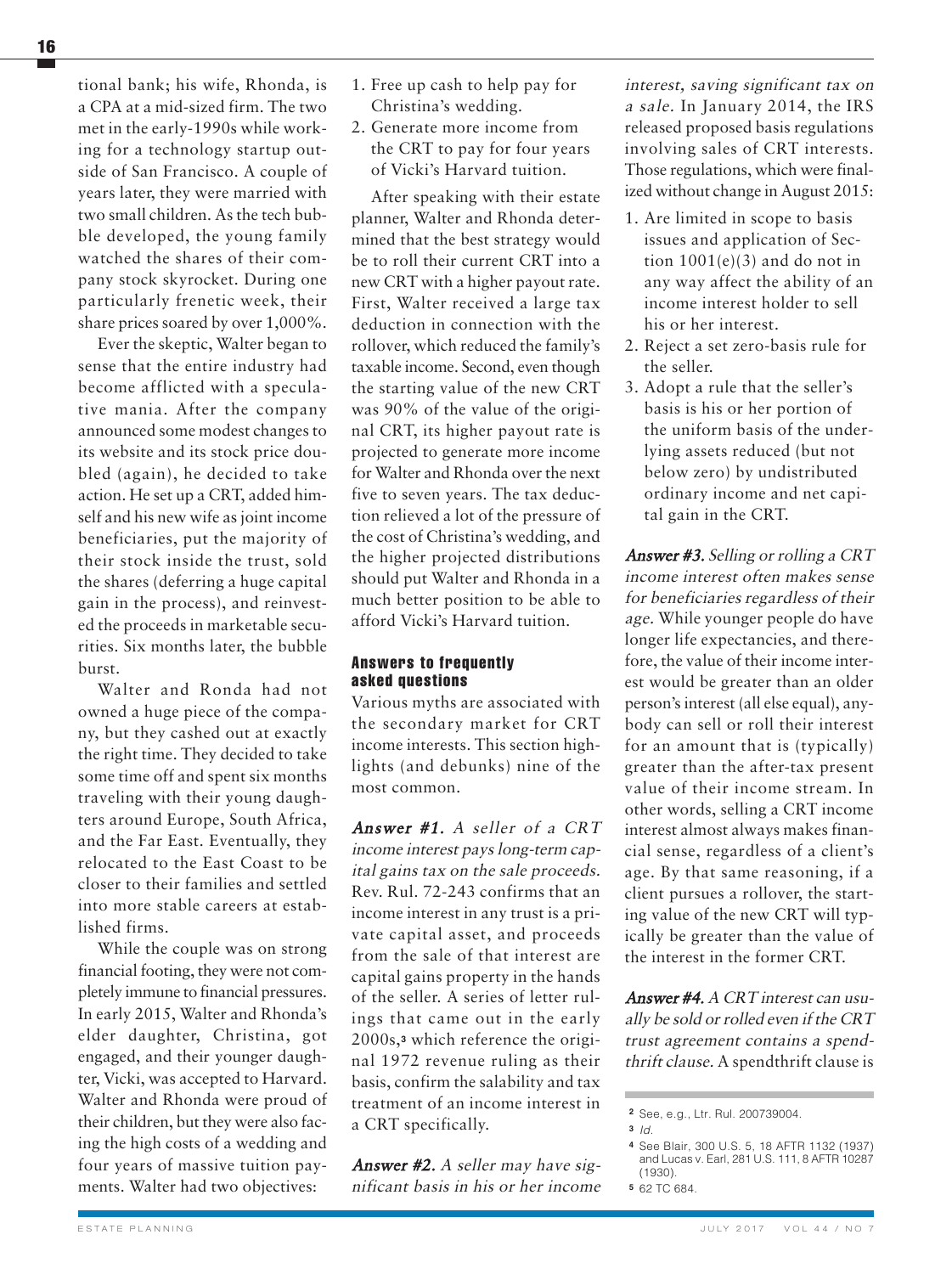tional bank; his wife, Rhonda, is a CPA at a mid-sized firm. The two met in the early-1990s while working for a technology startup outside of San Francisco. A couple of years later, they were married with two small children. As the tech bubble developed, the young family watched the shares of their company stock skyrocket. During one particularly frenetic week, their share prices soared by over 1,000%.

Ever the skeptic, Walter began to sense that the entire industry had become afflicted with a speculative mania. After the company announced some modest changes to its website and its stock price doubled (again), he decided to take action. He set up a CRT, added himself and his new wife as joint income beneficiaries, put the majority of their stock inside the trust, sold the shares (deferring a huge capital gain in the process), and reinvested the proceeds in marketable securities. Six months later, the bubble burst.

Walter and Ronda had not owned a huge piece of the company, but they cashed out at exactly the right time. They decided to take some time off and spent six months traveling with their young daughters around Europe, South Africa, and the Far East. Eventually, they relocated to the East Coast to be closer to their families and settled into more stable careers at established firms.

While the couple was on strong financial footing, they were not completely immune to financial pressures. In early 2015, Walter and Rhonda's elder daughter, Christina, got engaged, and their younger daughter, Vicki, was accepted to Harvard. Walter and Rhonda were proud of their children, but they were also facing the high costs of a wedding and four years of massive tuition payments. Walter had two objectives:

1. Free up cash to help pay for Christina's wedding.
2. Generate more income from the CRT to pay for four years of Vicki's Harvard tuition.

After speaking with their estate planner, Walter and Rhonda determined that the best strategy would be to roll their current CRT into a new CRT with a higher payout rate. First, Walter received a large tax deduction in connection with the rollover, which reduced the family's taxable income. Second, even though the starting value of the new CRT was 90% of the value of the original CRT, its higher payout rate is projected to generate more income for Walter and Rhonda over the next five to seven years. The tax deduction relieved a lot of the pressure of the cost of Christina's wedding, and the higher projected distributions should put Walter and Rhonda in a much better position to be able to afford Vicki's Harvard tuition.

### Answers to frequently asked questions

Various myths are associated with the secondary market for CRT income interests. This section highlights (and debunks) nine of the most common.

***Answer #1.*** *A seller of a CRT income interest pays long-term capital gains tax on the sale proceeds.* Rev. Rul. 72-243 confirms that an income interest in any trust is a private capital asset, and proceeds from the sale of that interest are capital gains property in the hands of the seller. A series of letter rulings that came out in the early 2000s,[3] which reference the original 1972 revenue ruling as their basis, confirm the salability and tax treatment of an income interest in a CRT specifically.

***Answer #2.*** *A seller may have significant basis in his or her income interest, saving significant tax on a sale.* In January 2014, the IRS released proposed basis regulations involving sales of CRT interests. Those regulations, which were finalized without change in August 2015:

1. Are limited in scope to basis issues and application of Section 1001(e)(3) and do not in any way affect the ability of an income interest holder to sell his or her interest.
2. Reject a set zero-basis rule for the seller.
3. Adopt a rule that the seller's basis is his or her portion of the uniform basis of the underlying assets reduced (but not below zero) by undistributed ordinary income and net capital gain in the CRT.

***Answer #3.*** *Selling or rolling a CRT income interest often makes sense for beneficiaries regardless of their age.* While younger people do have longer life expectancies, and therefore, the value of their income interest would be greater than an older person's interest (all else equal), anybody can sell or roll their interest for an amount that is (typically) greater than the after-tax present value of their income stream. In other words, selling a CRT income interest almost always makes financial sense, regardless of a client's age. By that same reasoning, if a client pursues a rollover, the starting value of the new CRT will typically be greater than the value of the interest in the former CRT.

***Answer #4.*** *A CRT interest can usually be sold or rolled even if the CRT trust agreement contains a spendthrift clause.* A spendthrift clause is

---

[2] See, e.g., Ltr. Rul. 200739004.

[3] *Id.*

[4] See Blair, 300 U.S. 5, 18 AFTR 1132 (1937) and Lucas v. Earl, 281 U.S. 111, 8 AFTR 10287 (1930).

[5] 62 TC 684.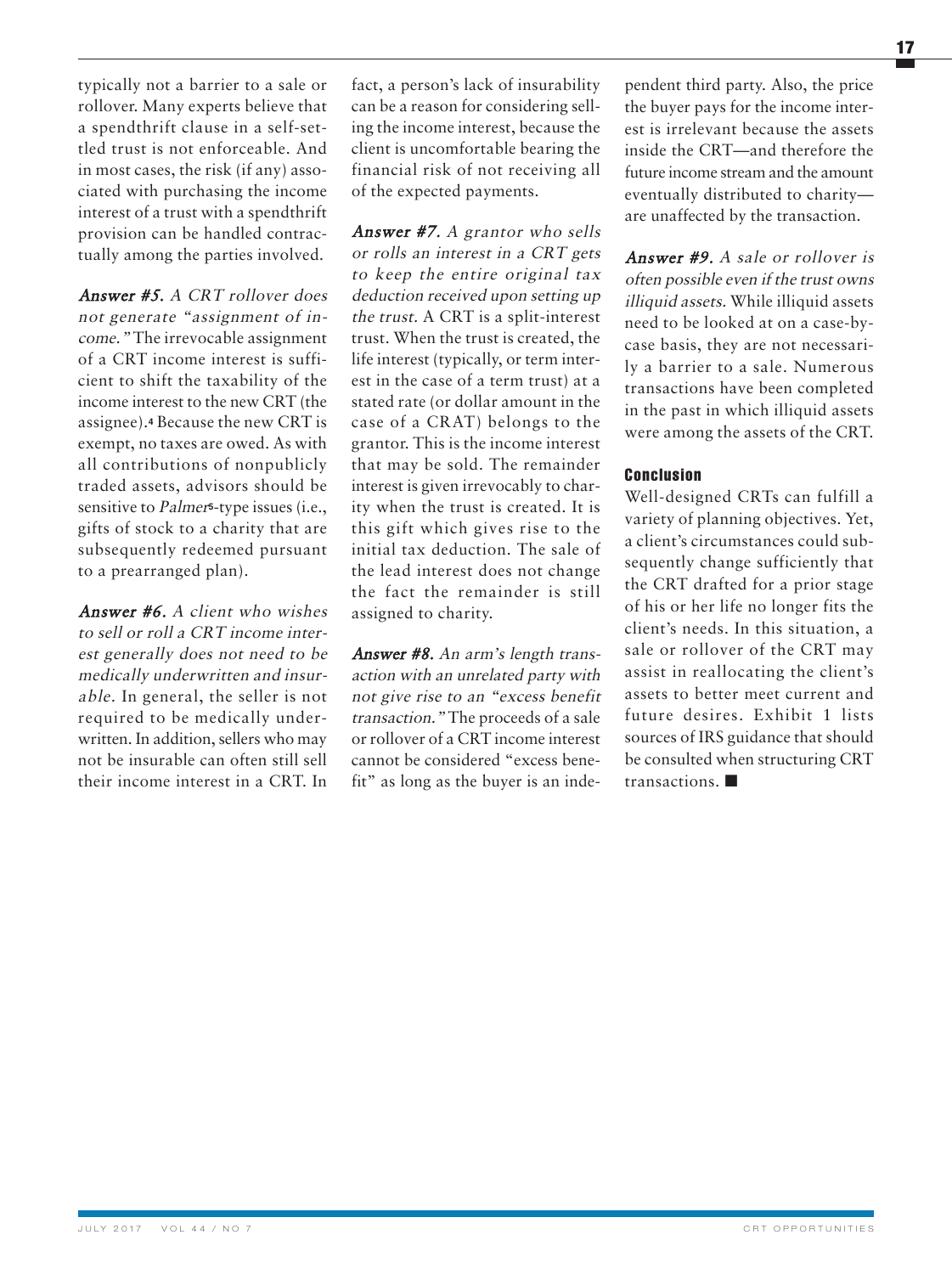typically not a barrier to a sale or rollover. Many experts believe that a spendthrift clause in a self-settled trust is not enforceable. And in most cases, the risk (if any) associated with purchasing the income interest of a trust with a spendthrift provision can be handled contractually among the parties involved.

***Answer #5****. A CRT rollover does not generate "assignment of income."* The irrevocable assignment of a CRT income interest is sufficient to shift the taxability of the income interest to the new CRT (the assignee).[4] Because the new CRT is exempt, no taxes are owed. As with all contributions of nonpublicly traded assets, advisors should be sensitive to *Palmer*[5]-type issues (i.e., gifts of stock to a charity that are subsequently redeemed pursuant to a prearranged plan).

***Answer #6****. A client who wishes to sell or roll a CRT income interest generally does not need to be medically underwritten and insurable.* In general, the seller is not required to be medically underwritten. In addition, sellers who may not be insurable can often still sell their income interest in a CRT. In fact, a person's lack of insurability can be a reason for considering selling the income interest, because the client is uncomfortable bearing the financial risk of not receiving all of the expected payments.

***Answer #7****. A grantor who sells or rolls an interest in a CRT gets to keep the entire original tax deduction received upon setting up the trust.* A CRT is a split-interest trust. When the trust is created, the life interest (typically, or term interest in the case of a term trust) at a stated rate (or dollar amount in the case of a CRAT) belongs to the grantor. This is the income interest that may be sold. The remainder interest is given irrevocably to charity when the trust is created. It is this gift which gives rise to the initial tax deduction. The sale of the lead interest does not change the fact the remainder is still assigned to charity.

***Answer #8****. An arm's length transaction with an unrelated party with not give rise to an "excess benefit transaction."* The proceeds of a sale or rollover of a CRT income interest cannot be considered "excess benefit" as long as the buyer is an independent third party. Also, the price the buyer pays for the income interest is irrelevant because the assets inside the CRT—and therefore the future income stream and the amount eventually distributed to charity—are unaffected by the transaction.

***Answer #9****. A sale or rollover is often possible even if the trust owns illiquid assets.* While illiquid assets need to be looked at on a case-by-case basis, they are not necessarily a barrier to a sale. Numerous transactions have been completed in the past in which illiquid assets were among the assets of the CRT.

### Conclusion

Well-designed CRTs can fulfill a variety of planning objectives. Yet, a client's circumstances could subsequently change sufficiently that the CRT drafted for a prior stage of his or her life no longer fits the client's needs. In this situation, a sale or rollover of the CRT may assist in reallocating the client's assets to better meet current and future desires. Exhibit 1 lists sources of IRS guidance that should be consulted when structuring CRT transactions. ■